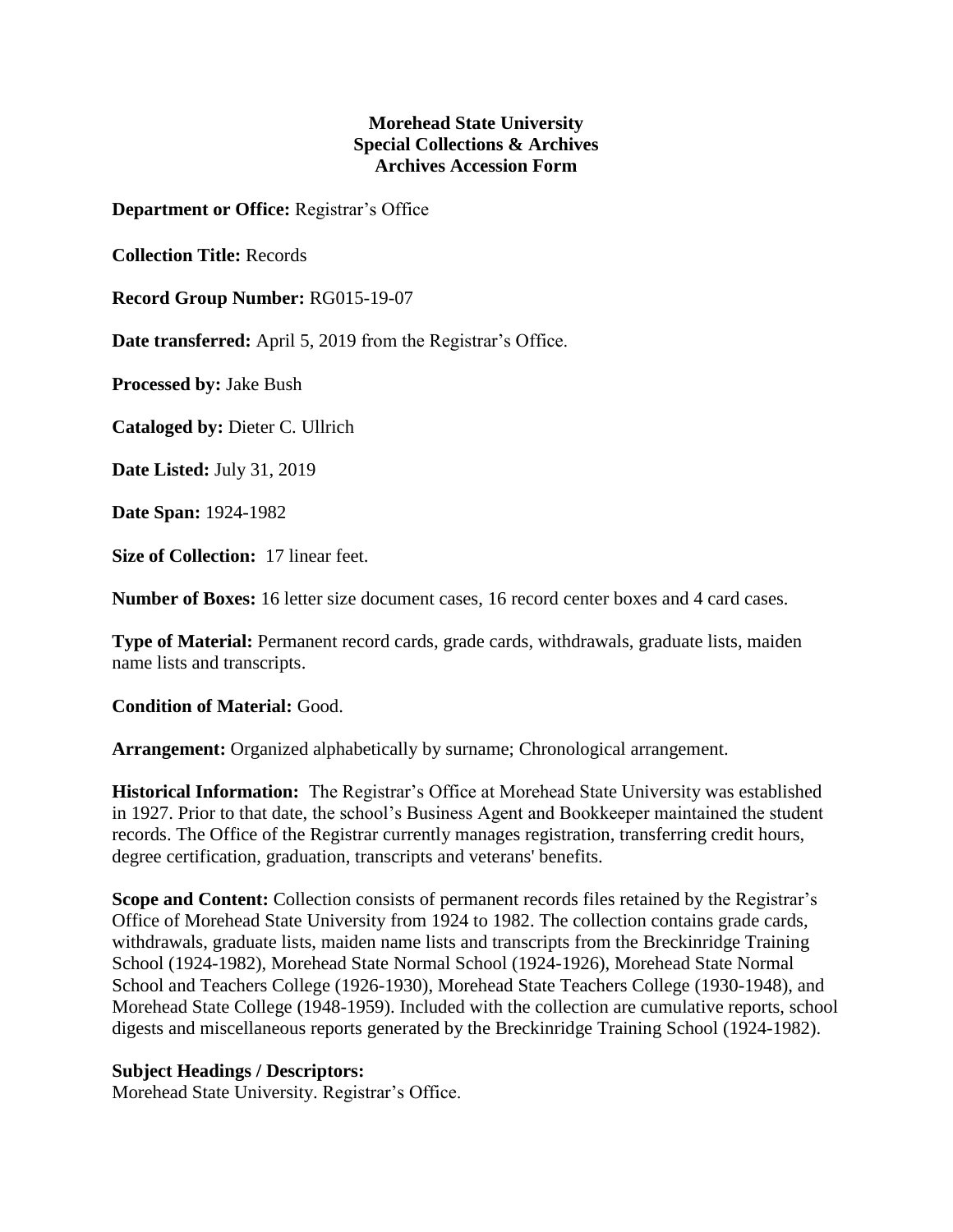# Morehead State University
## Special Collections & Archives
## Archives Accession Form

**Department or Office:** Registrar's Office

**Collection Title:** Records

**Record Group Number:** RG015-19-07

**Date transferred:** April 5, 2019 from the Registrar's Office.

**Processed by:** Jake Bush

**Cataloged by:** Dieter C. Ullrich

**Date Listed:** July 31, 2019

**Date Span:** 1924-1982

**Size of Collection:** 17 linear feet.

**Number of Boxes:** 16 letter size document cases, 16 record center boxes and 4 card cases.

**Type of Material:** Permanent record cards, grade cards, withdrawals, graduate lists, maiden name lists and transcripts.

**Condition of Material:** Good.

**Arrangement:** Organized alphabetically by surname; Chronological arrangement.

**Historical Information:** The Registrar's Office at Morehead State University was established in 1927. Prior to that date, the school's Business Agent and Bookkeeper maintained the student records. The Office of the Registrar currently manages registration, transferring credit hours, degree certification, graduation, transcripts and veterans' benefits.

**Scope and Content:** Collection consists of permanent records files retained by the Registrar's Office of Morehead State University from 1924 to 1982. The collection contains grade cards, withdrawals, graduate lists, maiden name lists and transcripts from the Breckinridge Training School (1924-1982), Morehead State Normal School (1924-1926), Morehead State Normal School and Teachers College (1926-1930), Morehead State Teachers College (1930-1948), and Morehead State College (1948-1959). Included with the collection are cumulative reports, school digests and miscellaneous reports generated by the Breckinridge Training School (1924-1982).

**Subject Headings / Descriptors:**
Morehead State University. Registrar's Office.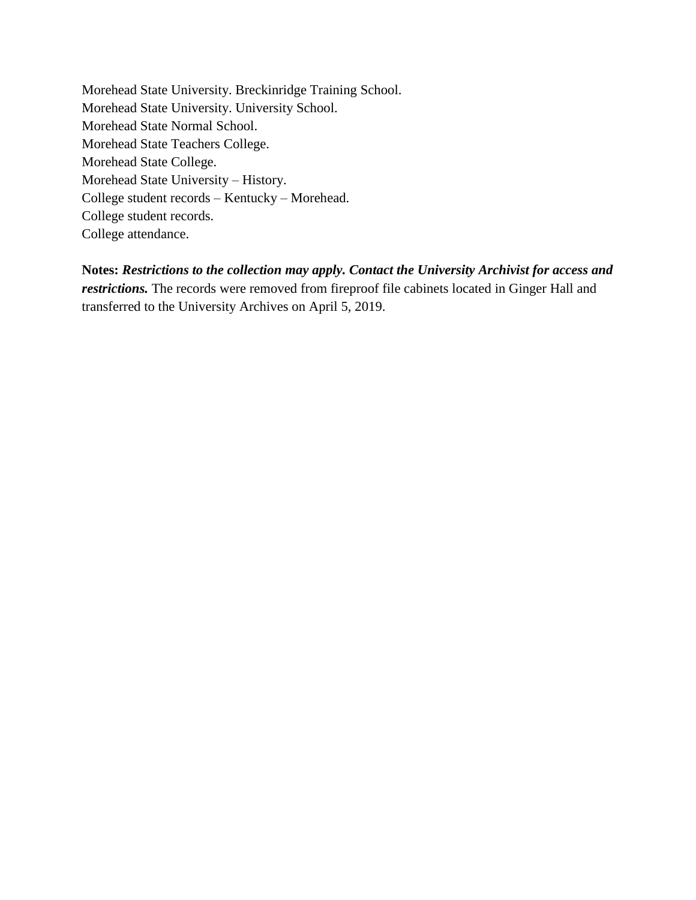Morehead State University. Breckinridge Training School.
Morehead State University. University School.
Morehead State Normal School.
Morehead State Teachers College.
Morehead State College.
Morehead State University – History.
College student records – Kentucky – Morehead.
College student records.
College attendance.

**Notes:** ***Restrictions to the collection may apply. Contact the University Archivist for access and restrictions.*** The records were removed from fireproof file cabinets located in Ginger Hall and transferred to the University Archives on April 5, 2019.